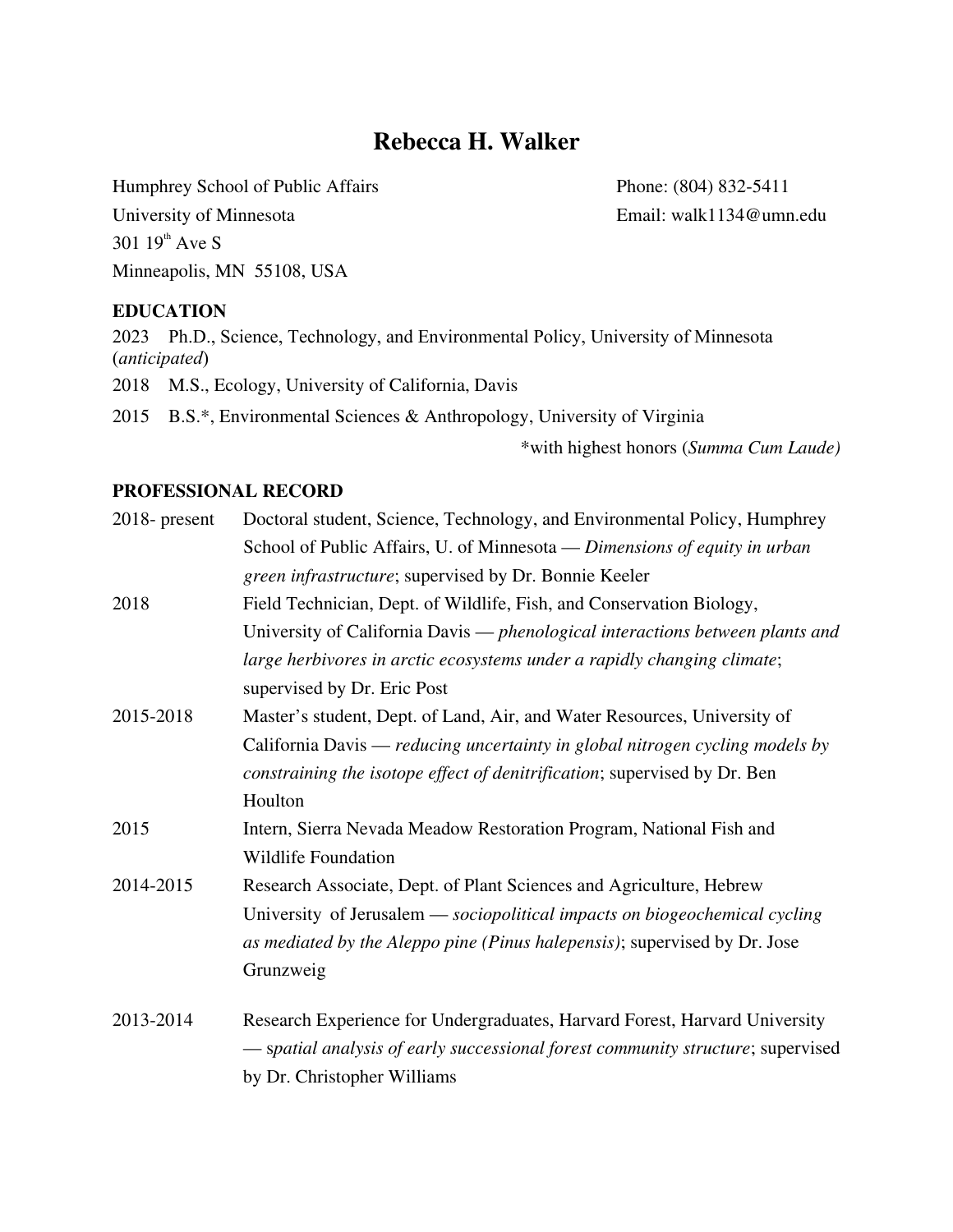# Rebecca H. Walker

Humphrey School of Public Affairs
University of Minnesota
301 19th Ave S
Minneapolis, MN 55108, USA

Phone: (804) 832-5411
Email: walk1134@umn.edu

## EDUCATION

2023 Ph.D., Science, Technology, and Environmental Policy, University of Minnesota (*anticipated*)

2018 M.S., Ecology, University of California, Davis

2015 B.S.*, Environmental Sciences & Anthropology, University of Virginia

*with highest honors (*Summa Cum Laude)*

## PROFESSIONAL RECORD

| | |
|---|---|
| 2018- present | Doctoral student, Science, Technology, and Environmental Policy, Humphrey School of Public Affairs, U. of Minnesota — *Dimensions of equity in urban green infrastructure*; supervised by Dr. Bonnie Keeler |
| 2018 | Field Technician, Dept. of Wildlife, Fish, and Conservation Biology, University of California Davis — *phenological interactions between plants and large herbivores in arctic ecosystems under a rapidly changing climate*; supervised by Dr. Eric Post |
| 2015-2018 | Master's student, Dept. of Land, Air, and Water Resources, University of California Davis — *reducing uncertainty in global nitrogen cycling models by constraining the isotope effect of denitrification*; supervised by Dr. Ben Houlton |
| 2015 | Intern, Sierra Nevada Meadow Restoration Program, National Fish and Wildlife Foundation |
| 2014-2015 | Research Associate, Dept. of Plant Sciences and Agriculture, Hebrew University of Jerusalem — *sociopolitical impacts on biogeochemical cycling as mediated by the Aleppo pine (Pinus halepensis)*; supervised by Dr. Jose Grunzweig |
| 2013-2014 | Research Experience for Undergraduates, Harvard Forest, Harvard University — *spatial analysis of early successional forest community structure*; supervised by Dr. Christopher Williams |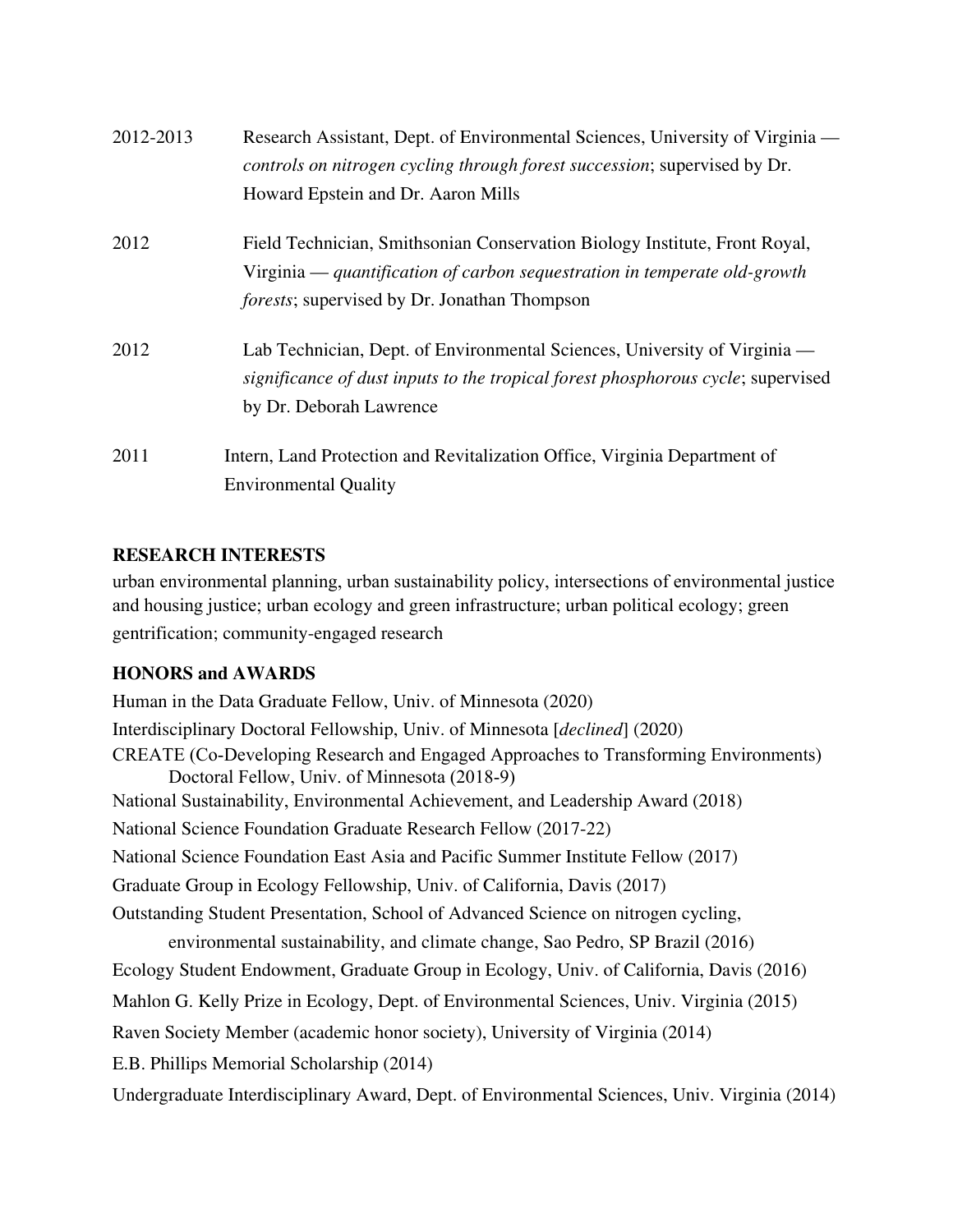2012-2013 Research Assistant, Dept. of Environmental Sciences, University of Virginia — *controls on nitrogen cycling through forest succession*; supervised by Dr. Howard Epstein and Dr. Aaron Mills

2012 Field Technician, Smithsonian Conservation Biology Institute, Front Royal, Virginia — *quantification of carbon sequestration in temperate old-growth forests*; supervised by Dr. Jonathan Thompson

2012 Lab Technician, Dept. of Environmental Sciences, University of Virginia — *significance of dust inputs to the tropical forest phosphorous cycle*; supervised by Dr. Deborah Lawrence

2011 Intern, Land Protection and Revitalization Office, Virginia Department of Environmental Quality

**RESEARCH INTERESTS**

urban environmental planning, urban sustainability policy, intersections of environmental justice and housing justice; urban ecology and green infrastructure; urban political ecology; green gentrification; community-engaged research

**HONORS and AWARDS**

Human in the Data Graduate Fellow, Univ. of Minnesota (2020)

Interdisciplinary Doctoral Fellowship, Univ. of Minnesota [*declined*] (2020)

CREATE (Co-Developing Research and Engaged Approaches to Transforming Environments) Doctoral Fellow, Univ. of Minnesota (2018-9)

National Sustainability, Environmental Achievement, and Leadership Award (2018)

National Science Foundation Graduate Research Fellow (2017-22)

National Science Foundation East Asia and Pacific Summer Institute Fellow (2017)

Graduate Group in Ecology Fellowship, Univ. of California, Davis (2017)

Outstanding Student Presentation, School of Advanced Science on nitrogen cycling, environmental sustainability, and climate change, Sao Pedro, SP Brazil (2016)

Ecology Student Endowment, Graduate Group in Ecology, Univ. of California, Davis (2016)

Mahlon G. Kelly Prize in Ecology, Dept. of Environmental Sciences, Univ. Virginia (2015)

Raven Society Member (academic honor society), University of Virginia (2014)

E.B. Phillips Memorial Scholarship (2014)

Undergraduate Interdisciplinary Award, Dept. of Environmental Sciences, Univ. Virginia (2014)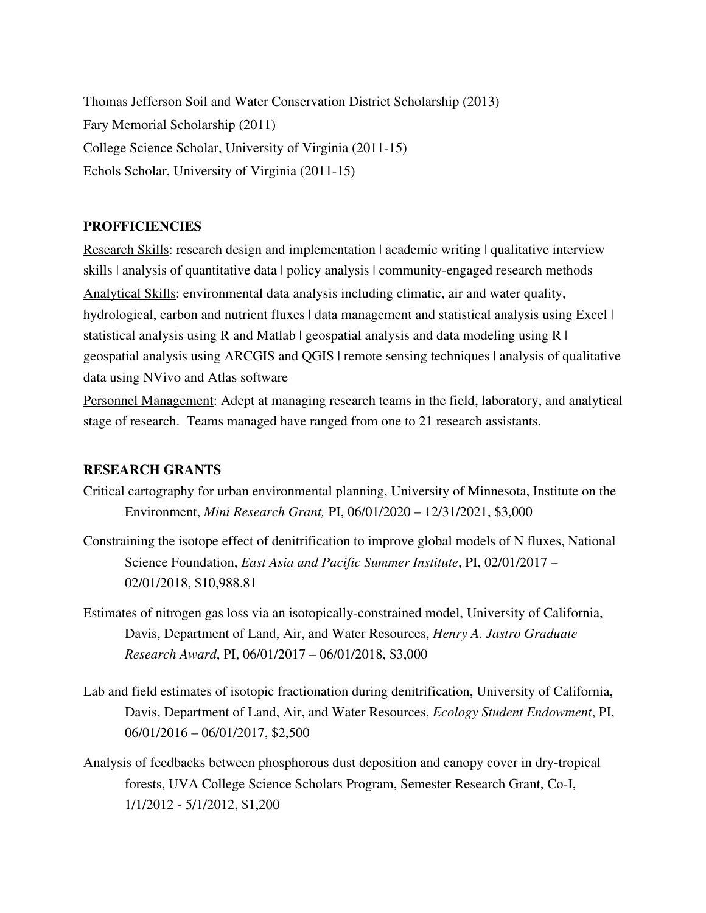Thomas Jefferson Soil and Water Conservation District Scholarship (2013)

Fary Memorial Scholarship (2011)

College Science Scholar, University of Virginia (2011-15)

Echols Scholar, University of Virginia (2011-15)

## PROFFICIENCIES

Research Skills: research design and implementation | academic writing | qualitative interview skills | analysis of quantitative data | policy analysis | community-engaged research methods

Analytical Skills: environmental data analysis including climatic, air and water quality, hydrological, carbon and nutrient fluxes | data management and statistical analysis using Excel | statistical analysis using R and Matlab | geospatial analysis and data modeling using R | geospatial analysis using ARCGIS and QGIS | remote sensing techniques | analysis of qualitative data using NVivo and Atlas software

Personnel Management: Adept at managing research teams in the field, laboratory, and analytical stage of research. Teams managed have ranged from one to 21 research assistants.

## RESEARCH GRANTS

Critical cartography for urban environmental planning, University of Minnesota, Institute on the Environment, *Mini Research Grant,* PI, 06/01/2020 – 12/31/2021, $3,000

Constraining the isotope effect of denitrification to improve global models of N fluxes, National Science Foundation, *East Asia and Pacific Summer Institute*, PI, 02/01/2017 – 02/01/2018, $10,988.81

Estimates of nitrogen gas loss via an isotopically-constrained model, University of California, Davis, Department of Land, Air, and Water Resources, *Henry A. Jastro Graduate Research Award*, PI, 06/01/2017 – 06/01/2018, $3,000

Lab and field estimates of isotopic fractionation during denitrification, University of California, Davis, Department of Land, Air, and Water Resources, *Ecology Student Endowment*, PI, 06/01/2016 – 06/01/2017, $2,500

Analysis of feedbacks between phosphorous dust deposition and canopy cover in dry-tropical forests, UVA College Science Scholars Program, Semester Research Grant, Co-I, 1/1/2012 - 5/1/2012, $1,200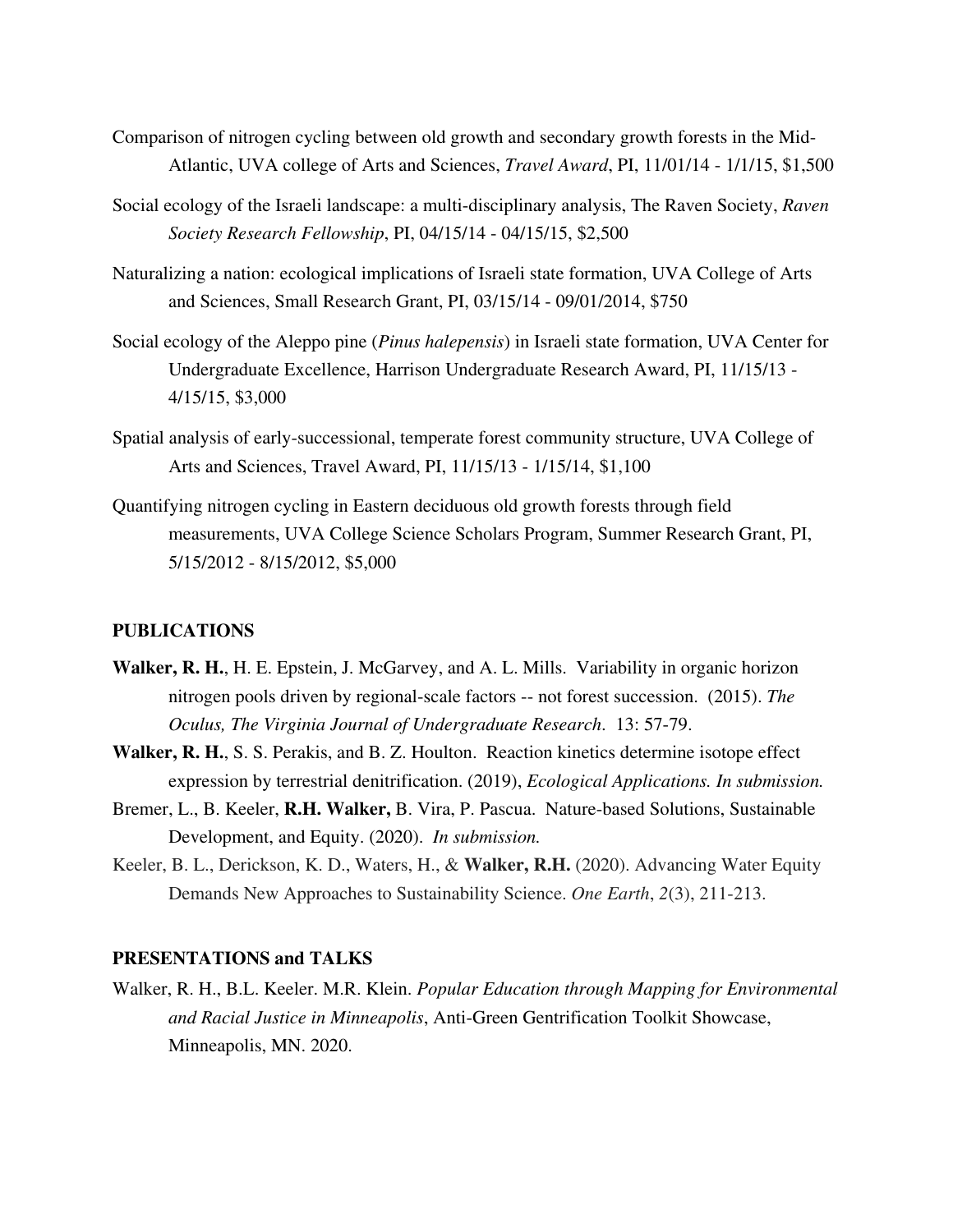Comparison of nitrogen cycling between old growth and secondary growth forests in the Mid-Atlantic, UVA college of Arts and Sciences, *Travel Award*, PI, 11/01/14 - 1/1/15, $1,500

Social ecology of the Israeli landscape: a multi-disciplinary analysis, The Raven Society, *Raven Society Research Fellowship*, PI, 04/15/14 - 04/15/15, $2,500

Naturalizing a nation: ecological implications of Israeli state formation, UVA College of Arts and Sciences, Small Research Grant, PI, 03/15/14 - 09/01/2014, $750

Social ecology of the Aleppo pine (*Pinus halepensis*) in Israeli state formation, UVA Center for Undergraduate Excellence, Harrison Undergraduate Research Award, PI, 11/15/13 - 4/15/15, $3,000

Spatial analysis of early-successional, temperate forest community structure, UVA College of Arts and Sciences, Travel Award, PI, 11/15/13 - 1/15/14, $1,100

Quantifying nitrogen cycling in Eastern deciduous old growth forests through field measurements, UVA College Science Scholars Program, Summer Research Grant, PI, 5/15/2012 - 8/15/2012, $5,000

## PUBLICATIONS

**Walker, R. H.**, H. E. Epstein, J. McGarvey, and A. L. Mills. Variability in organic horizon nitrogen pools driven by regional-scale factors -- not forest succession. (2015). *The Oculus, The Virginia Journal of Undergraduate Research*. 13: 57-79.

**Walker, R. H.**, S. S. Perakis, and B. Z. Houlton. Reaction kinetics determine isotope effect expression by terrestrial denitrification. (2019), *Ecological Applications. In submission.*

Bremer, L., B. Keeler, **R.H. Walker,** B. Vira, P. Pascua. Nature-based Solutions, Sustainable Development, and Equity. (2020). *In submission.*

Keeler, B. L., Derickson, K. D., Waters, H., & **Walker, R.H.** (2020). Advancing Water Equity Demands New Approaches to Sustainability Science. *One Earth*, *2*(3), 211-213.

## PRESENTATIONS and TALKS

Walker, R. H., B.L. Keeler. M.R. Klein. *Popular Education through Mapping for Environmental and Racial Justice in Minneapolis*, Anti-Green Gentrification Toolkit Showcase, Minneapolis, MN. 2020.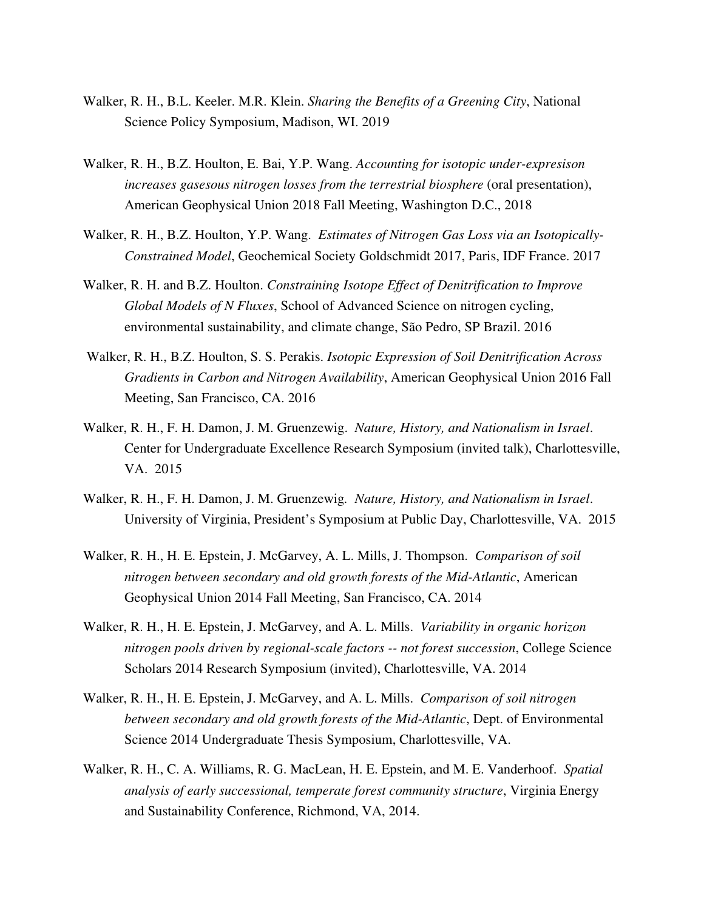Walker, R. H., B.L. Keeler. M.R. Klein. *Sharing the Benefits of a Greening City*, National Science Policy Symposium, Madison, WI. 2019

Walker, R. H., B.Z. Houlton, E. Bai, Y.P. Wang. *Accounting for isotopic under-expresison increases gasesous nitrogen losses from the terrestrial biosphere* (oral presentation), American Geophysical Union 2018 Fall Meeting, Washington D.C., 2018

Walker, R. H., B.Z. Houlton, Y.P. Wang. *Estimates of Nitrogen Gas Loss via an Isotopically-Constrained Model*, Geochemical Society Goldschmidt 2017, Paris, IDF France. 2017

Walker, R. H. and B.Z. Houlton. *Constraining Isotope Effect of Denitrification to Improve Global Models of N Fluxes*, School of Advanced Science on nitrogen cycling, environmental sustainability, and climate change, São Pedro, SP Brazil. 2016

Walker, R. H., B.Z. Houlton, S. S. Perakis. *Isotopic Expression of Soil Denitrification Across Gradients in Carbon and Nitrogen Availability*, American Geophysical Union 2016 Fall Meeting, San Francisco, CA. 2016

Walker, R. H., F. H. Damon, J. M. Gruenzewig. *Nature, History, and Nationalism in Israel*. Center for Undergraduate Excellence Research Symposium (invited talk), Charlottesville, VA. 2015

Walker, R. H., F. H. Damon, J. M. Gruenzewig. *Nature, History, and Nationalism in Israel*. University of Virginia, President's Symposium at Public Day, Charlottesville, VA. 2015

Walker, R. H., H. E. Epstein, J. McGarvey, A. L. Mills, J. Thompson. *Comparison of soil nitrogen between secondary and old growth forests of the Mid-Atlantic*, American Geophysical Union 2014 Fall Meeting, San Francisco, CA. 2014

Walker, R. H., H. E. Epstein, J. McGarvey, and A. L. Mills. *Variability in organic horizon nitrogen pools driven by regional-scale factors -- not forest succession*, College Science Scholars 2014 Research Symposium (invited), Charlottesville, VA. 2014

Walker, R. H., H. E. Epstein, J. McGarvey, and A. L. Mills. *Comparison of soil nitrogen between secondary and old growth forests of the Mid-Atlantic*, Dept. of Environmental Science 2014 Undergraduate Thesis Symposium, Charlottesville, VA.

Walker, R. H., C. A. Williams, R. G. MacLean, H. E. Epstein, and M. E. Vanderhoof. *Spatial analysis of early successional, temperate forest community structure*, Virginia Energy and Sustainability Conference, Richmond, VA, 2014.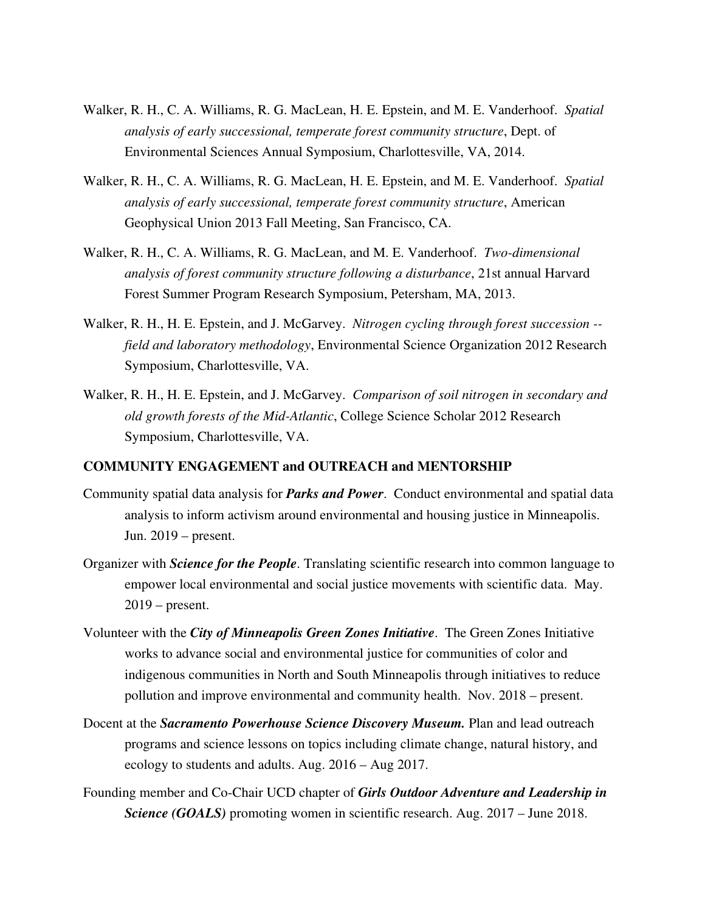Walker, R. H., C. A. Williams, R. G. MacLean, H. E. Epstein, and M. E. Vanderhoof. *Spatial analysis of early successional, temperate forest community structure*, Dept. of Environmental Sciences Annual Symposium, Charlottesville, VA, 2014.

Walker, R. H., C. A. Williams, R. G. MacLean, H. E. Epstein, and M. E. Vanderhoof. *Spatial analysis of early successional, temperate forest community structure*, American Geophysical Union 2013 Fall Meeting, San Francisco, CA.

Walker, R. H., C. A. Williams, R. G. MacLean, and M. E. Vanderhoof. *Two-dimensional analysis of forest community structure following a disturbance*, 21st annual Harvard Forest Summer Program Research Symposium, Petersham, MA, 2013.

Walker, R. H., H. E. Epstein, and J. McGarvey. *Nitrogen cycling through forest succession -- field and laboratory methodology*, Environmental Science Organization 2012 Research Symposium, Charlottesville, VA.

Walker, R. H., H. E. Epstein, and J. McGarvey. *Comparison of soil nitrogen in secondary and old growth forests of the Mid-Atlantic*, College Science Scholar 2012 Research Symposium, Charlottesville, VA.

## COMMUNITY ENGAGEMENT and OUTREACH and MENTORSHIP

Community spatial data analysis for ***Parks and Power***. Conduct environmental and spatial data analysis to inform activism around environmental and housing justice in Minneapolis. Jun. 2019 – present.

Organizer with ***Science for the People***. Translating scientific research into common language to empower local environmental and social justice movements with scientific data. May. 2019 – present.

Volunteer with the ***City of Minneapolis Green Zones Initiative***. The Green Zones Initiative works to advance social and environmental justice for communities of color and indigenous communities in North and South Minneapolis through initiatives to reduce pollution and improve environmental and community health. Nov. 2018 – present.

Docent at the ***Sacramento Powerhouse Science Discovery Museum.*** Plan and lead outreach programs and science lessons on topics including climate change, natural history, and ecology to students and adults. Aug. 2016 – Aug 2017.

Founding member and Co-Chair UCD chapter of ***Girls Outdoor Adventure and Leadership in Science (GOALS)*** promoting women in scientific research. Aug. 2017 – June 2018.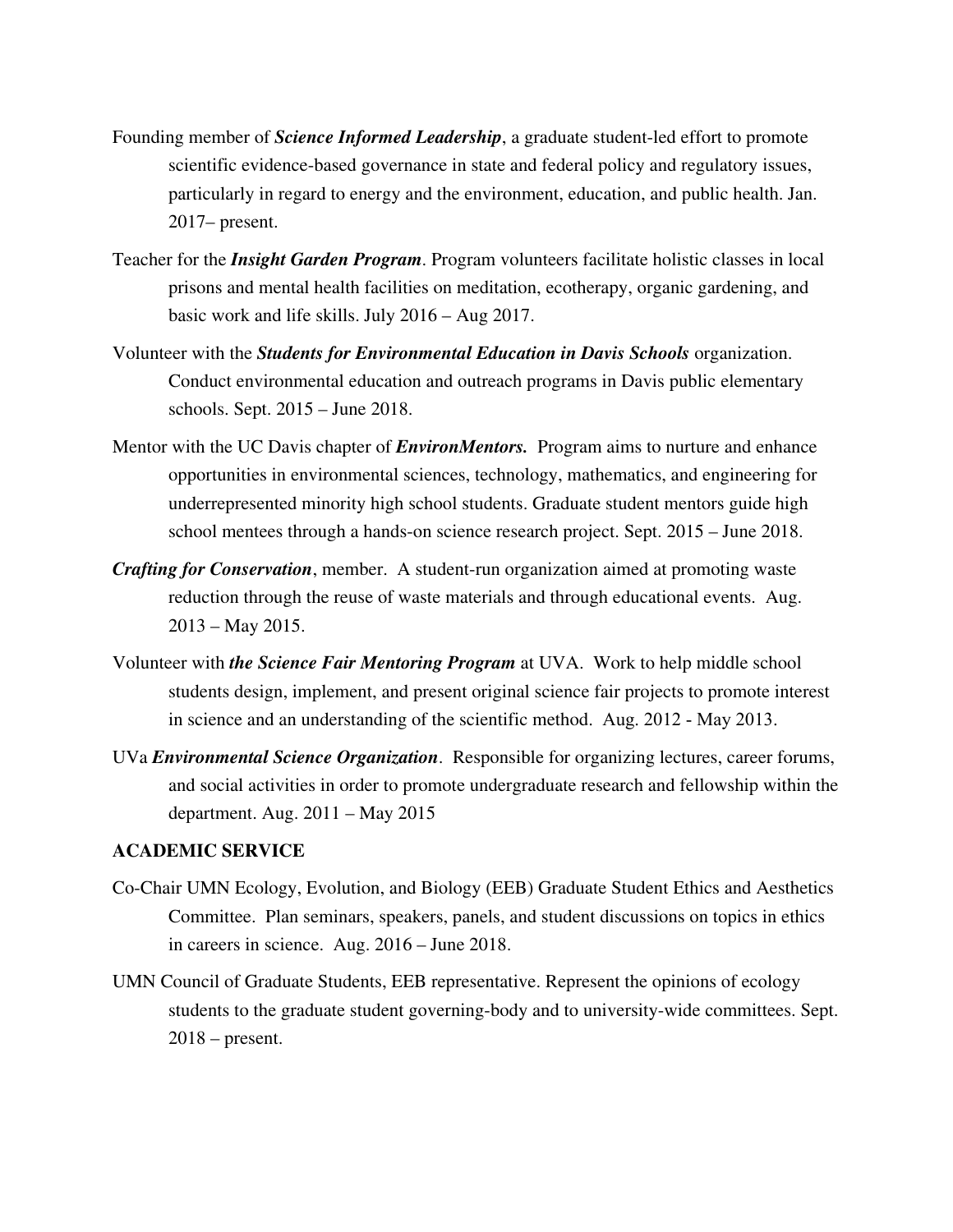Founding member of ***Science Informed Leadership***, a graduate student-led effort to promote scientific evidence-based governance in state and federal policy and regulatory issues, particularly in regard to energy and the environment, education, and public health. Jan. 2017– present.

Teacher for the ***Insight Garden Program***. Program volunteers facilitate holistic classes in local prisons and mental health facilities on meditation, ecotherapy, organic gardening, and basic work and life skills. July 2016 – Aug 2017.

Volunteer with the ***Students for Environmental Education in Davis Schools*** organization. Conduct environmental education and outreach programs in Davis public elementary schools. Sept. 2015 – June 2018.

Mentor with the UC Davis chapter of ***EnvironMentors.*** Program aims to nurture and enhance opportunities in environmental sciences, technology, mathematics, and engineering for underrepresented minority high school students. Graduate student mentors guide high school mentees through a hands-on science research project. Sept. 2015 – June 2018.

***Crafting for Conservation***, member. A student-run organization aimed at promoting waste reduction through the reuse of waste materials and through educational events. Aug. 2013 – May 2015.

Volunteer with ***the Science Fair Mentoring Program*** at UVA. Work to help middle school students design, implement, and present original science fair projects to promote interest in science and an understanding of the scientific method. Aug. 2012 - May 2013.

UVa ***Environmental Science Organization***. Responsible for organizing lectures, career forums, and social activities in order to promote undergraduate research and fellowship within the department. Aug. 2011 – May 2015

## ACADEMIC SERVICE

Co-Chair UMN Ecology, Evolution, and Biology (EEB) Graduate Student Ethics and Aesthetics Committee. Plan seminars, speakers, panels, and student discussions on topics in ethics in careers in science. Aug. 2016 – June 2018.

UMN Council of Graduate Students, EEB representative. Represent the opinions of ecology students to the graduate student governing-body and to university-wide committees. Sept. 2018 – present.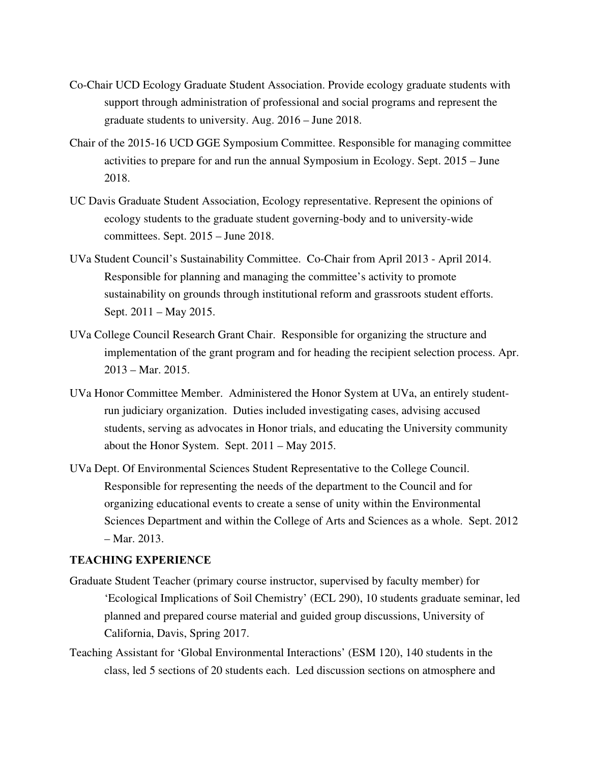Co-Chair UCD Ecology Graduate Student Association. Provide ecology graduate students with support through administration of professional and social programs and represent the graduate students to university. Aug. 2016 – June 2018.

Chair of the 2015-16 UCD GGE Symposium Committee. Responsible for managing committee activities to prepare for and run the annual Symposium in Ecology. Sept. 2015 – June 2018.

UC Davis Graduate Student Association, Ecology representative. Represent the opinions of ecology students to the graduate student governing-body and to university-wide committees. Sept. 2015 – June 2018.

UVa Student Council's Sustainability Committee. Co-Chair from April 2013 - April 2014. Responsible for planning and managing the committee's activity to promote sustainability on grounds through institutional reform and grassroots student efforts. Sept. 2011 – May 2015.

UVa College Council Research Grant Chair. Responsible for organizing the structure and implementation of the grant program and for heading the recipient selection process. Apr. 2013 – Mar. 2015.

UVa Honor Committee Member. Administered the Honor System at UVa, an entirely student-run judiciary organization. Duties included investigating cases, advising accused students, serving as advocates in Honor trials, and educating the University community about the Honor System. Sept. 2011 – May 2015.

UVa Dept. Of Environmental Sciences Student Representative to the College Council. Responsible for representing the needs of the department to the Council and for organizing educational events to create a sense of unity within the Environmental Sciences Department and within the College of Arts and Sciences as a whole. Sept. 2012 – Mar. 2013.

**TEACHING EXPERIENCE**

Graduate Student Teacher (primary course instructor, supervised by faculty member) for 'Ecological Implications of Soil Chemistry' (ECL 290), 10 students graduate seminar, led planned and prepared course material and guided group discussions, University of California, Davis, Spring 2017.

Teaching Assistant for 'Global Environmental Interactions' (ESM 120), 140 students in the class, led 5 sections of 20 students each. Led discussion sections on atmosphere and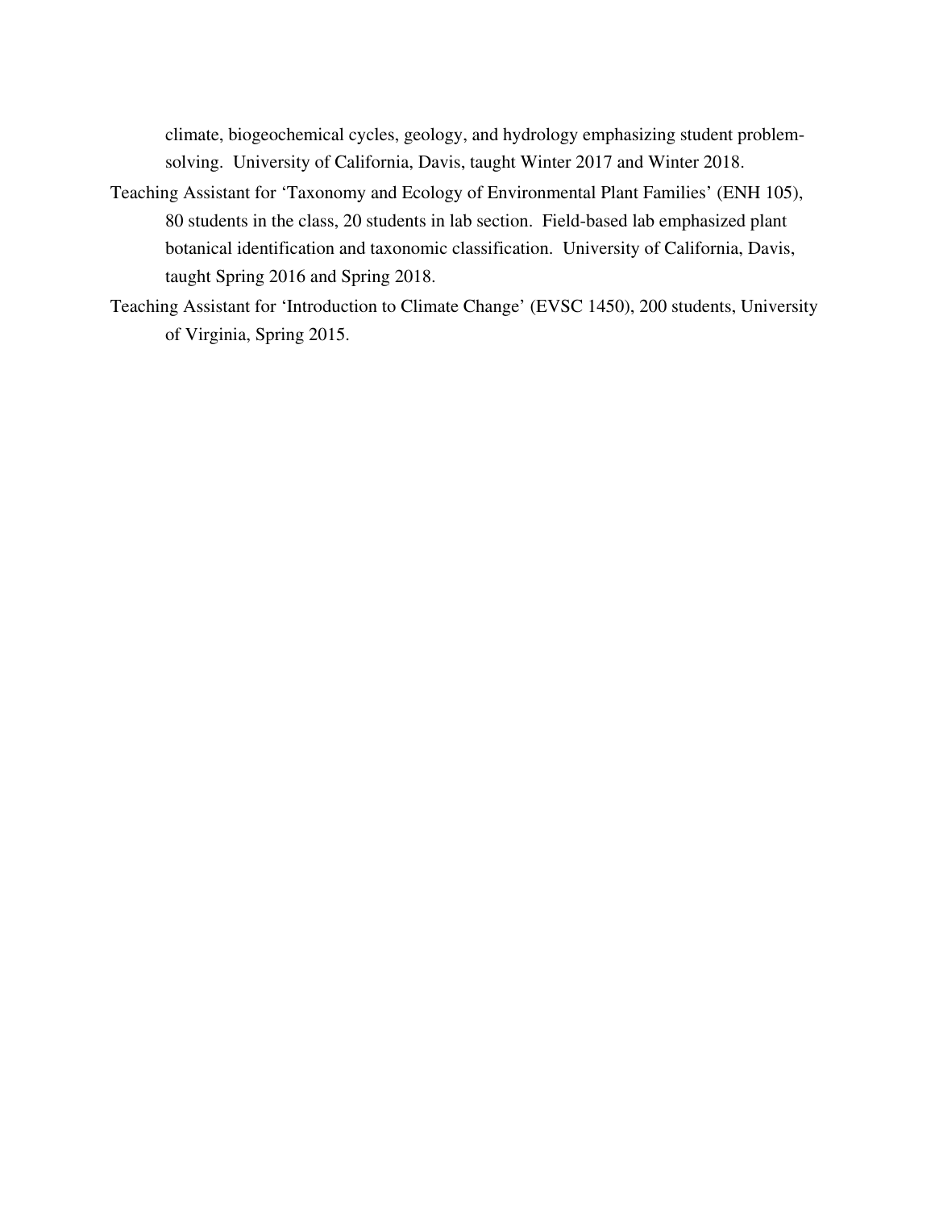climate, biogeochemical cycles, geology, and hydrology emphasizing student problem-solving. University of California, Davis, taught Winter 2017 and Winter 2018.

Teaching Assistant for 'Taxonomy and Ecology of Environmental Plant Families' (ENH 105), 80 students in the class, 20 students in lab section. Field-based lab emphasized plant botanical identification and taxonomic classification. University of California, Davis, taught Spring 2016 and Spring 2018.

Teaching Assistant for 'Introduction to Climate Change' (EVSC 1450), 200 students, University of Virginia, Spring 2015.